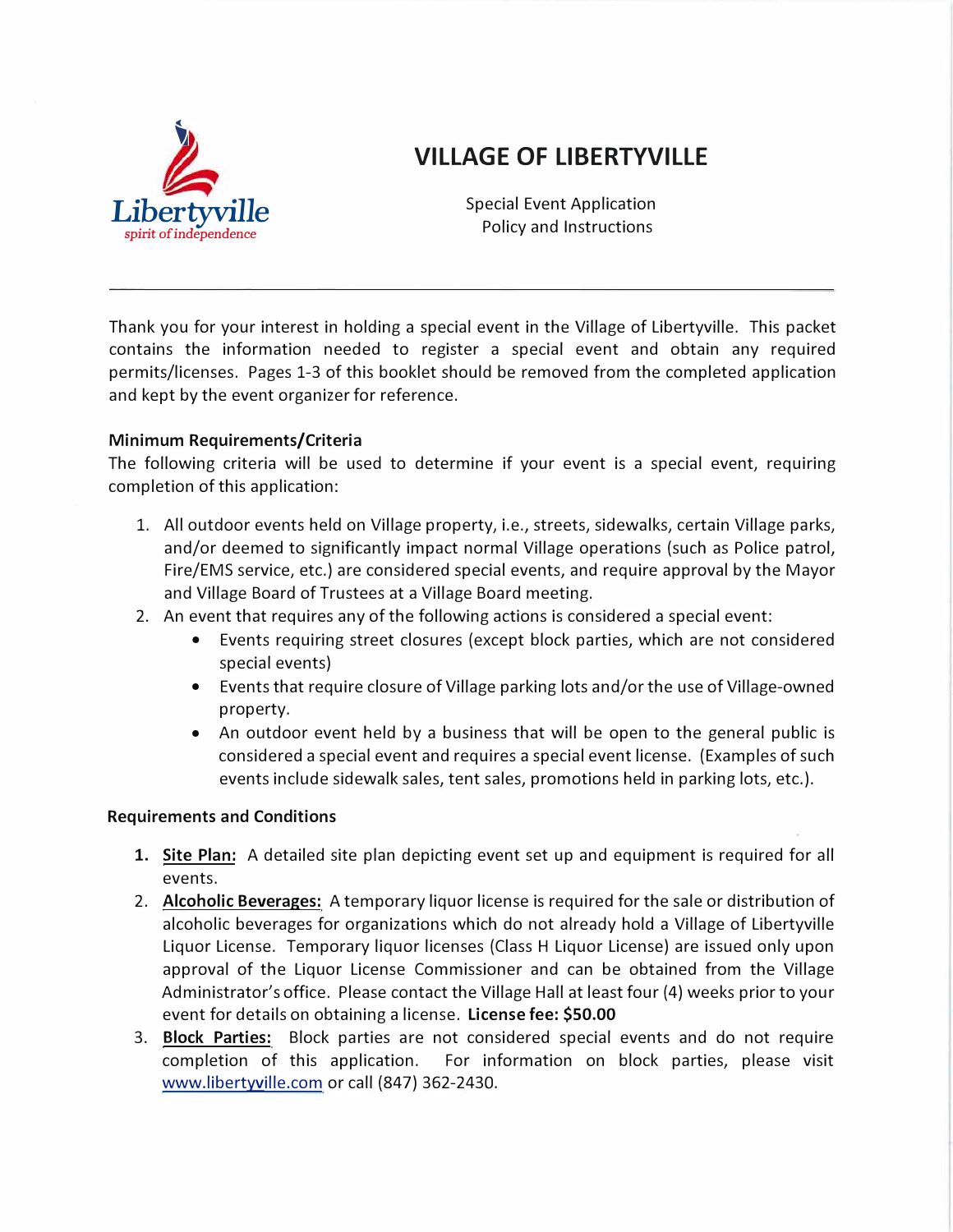# VILLAGE OF LIBERTYVILLE

Special Event Application
Policy and Instructions

---

Thank you for your interest in holding a special event in the Village of Libertyville. This packet contains the information needed to register a special event and obtain any required permits/licenses. Pages 1-3 of this booklet should be removed from the completed application and kept by the event organizer for reference.

**Minimum Requirements/Criteria**

The following criteria will be used to determine if your event is a special event, requiring completion of this application:

1. All outdoor events held on Village property, i.e., streets, sidewalks, certain Village parks, and/or deemed to significantly impact normal Village operations (such as Police patrol, Fire/EMS service, etc.) are considered special events, and require approval by the Mayor and Village Board of Trustees at a Village Board meeting.
2. An event that requires any of the following actions is considered a special event:
   - Events requiring street closures (except block parties, which are not considered special events)
   - Events that require closure of Village parking lots and/or the use of Village-owned property.
   - An outdoor event held by a business that will be open to the general public is considered a special event and requires a special event license. (Examples of such events include sidewalk sales, tent sales, promotions held in parking lots, etc.).

**Requirements and Conditions**

1. **Site Plan:** A detailed site plan depicting event set up and equipment is required for all events.
2. **Alcoholic Beverages:** A temporary liquor license is required for the sale or distribution of alcoholic beverages for organizations which do not already hold a Village of Libertyville Liquor License. Temporary liquor licenses (Class H Liquor License) are issued only upon approval of the Liquor License Commissioner and can be obtained from the Village Administrator's office. Please contact the Village Hall at least four (4) weeks prior to your event for details on obtaining a license. **License fee: $50.00**
3. **Block Parties:** Block parties are not considered special events and do not require completion of this application. For information on block parties, please visit www.libertyville.com or call (847) 362-2430.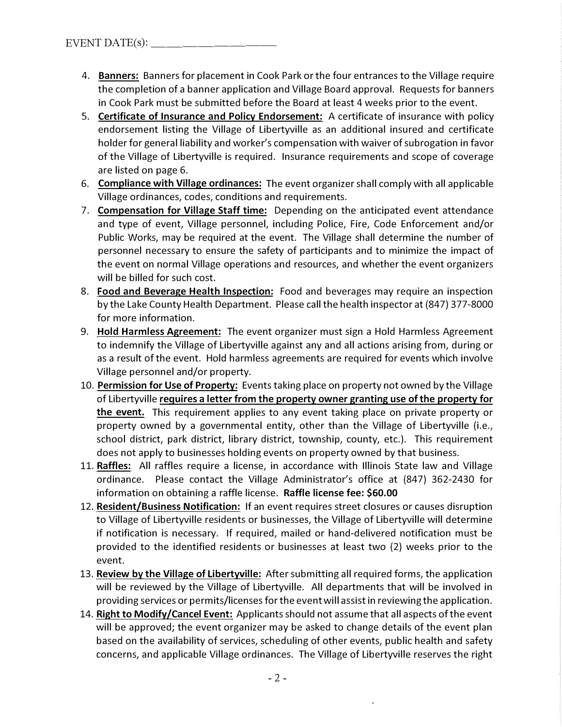EVENT DATE(s): ______________________

4. **Banners:** Banners for placement in Cook Park or the four entrances to the Village require the completion of a banner application and Village Board approval. Requests for banners in Cook Park must be submitted before the Board at least 4 weeks prior to the event.
5. **Certificate of Insurance and Policy Endorsement:** A certificate of insurance with policy endorsement listing the Village of Libertyville as an additional insured and certificate holder for general liability and worker's compensation with waiver of subrogation in favor of the Village of Libertyville is required. Insurance requirements and scope of coverage are listed on page 6.
6. **Compliance with Village ordinances:** The event organizer shall comply with all applicable Village ordinances, codes, conditions and requirements.
7. **Compensation for Village Staff time:** Depending on the anticipated event attendance and type of event, Village personnel, including Police, Fire, Code Enforcement and/or Public Works, may be required at the event. The Village shall determine the number of personnel necessary to ensure the safety of participants and to minimize the impact of the event on normal Village operations and resources, and whether the event organizers will be billed for such cost.
8. **Food and Beverage Health Inspection:** Food and beverages may require an inspection by the Lake County Health Department. Please call the health inspector at (847) 377-8000 for more information.
9. **Hold Harmless Agreement:** The event organizer must sign a Hold Harmless Agreement to indemnify the Village of Libertyville against any and all actions arising from, during or as a result of the event. Hold harmless agreements are required for events which involve Village personnel and/or property.
10. **Permission for Use of Property:** Events taking place on property not owned by the Village of Libertyville **requires a letter from the property owner granting use of the property for the event.** This requirement applies to any event taking place on private property or property owned by a governmental entity, other than the Village of Libertyville (i.e., school district, park district, library district, township, county, etc.). This requirement does not apply to businesses holding events on property owned by that business.
11. **Raffles:** All raffles require a license, in accordance with Illinois State law and Village ordinance. Please contact the Village Administrator's office at (847) 362-2430 for information on obtaining a raffle license. **Raffle license fee: $60.00**
12. **Resident/Business Notification:** If an event requires street closures or causes disruption to Village of Libertyville residents or businesses, the Village of Libertyville will determine if notification is necessary. If required, mailed or hand-delivered notification must be provided to the identified residents or businesses at least two (2) weeks prior to the event.
13. **Review by the Village of Libertyville:** After submitting all required forms, the application will be reviewed by the Village of Libertyville. All departments that will be involved in providing services or permits/licenses for the event will assist in reviewing the application.
14. **Right to Modify/Cancel Event:** Applicants should not assume that all aspects of the event will be approved; the event organizer may be asked to change details of the event plan based on the availability of services, scheduling of other events, public health and safety concerns, and applicable Village ordinances. The Village of Libertyville reserves the right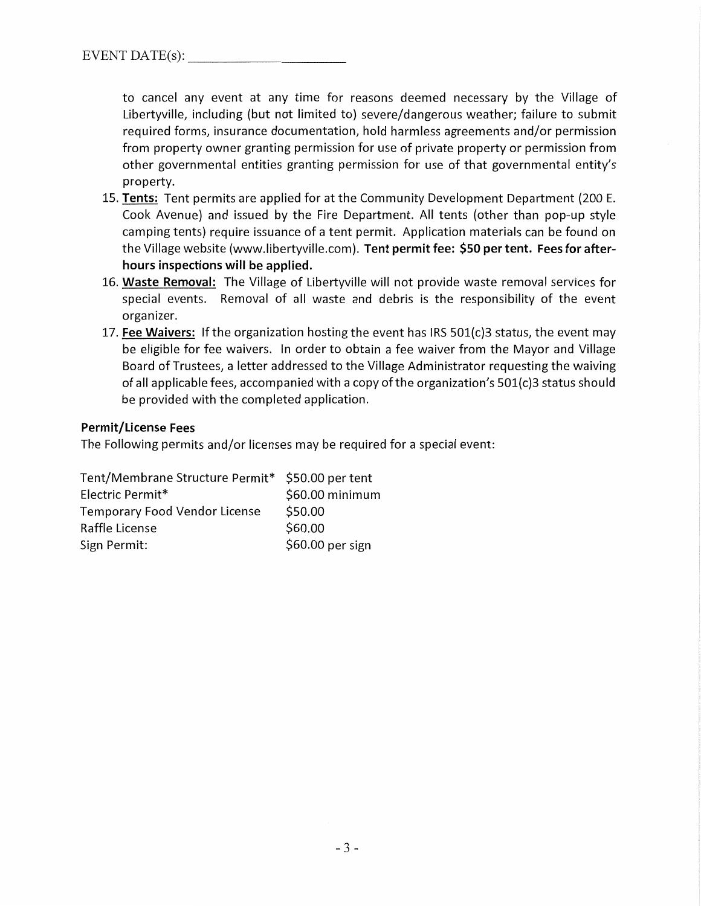EVENT DATE(s): ___________________

to cancel any event at any time for reasons deemed necessary by the Village of Libertyville, including (but not limited to) severe/dangerous weather; failure to submit required forms, insurance documentation, hold harmless agreements and/or permission from property owner granting permission for use of private property or permission from other governmental entities granting permission for use of that governmental entity's property.

15. **Tents:** Tent permits are applied for at the Community Development Department (200 E. Cook Avenue) and issued by the Fire Department. All tents (other than pop-up style camping tents) require issuance of a tent permit. Application materials can be found on the Village website (www.libertyville.com). **Tent permit fee: $50 per tent. Fees for after-hours inspections will be applied.**
16. **Waste Removal:** The Village of Libertyville will not provide waste removal services for special events. Removal of all waste and debris is the responsibility of the event organizer.
17. **Fee Waivers:** If the organization hosting the event has IRS 501(c)3 status, the event may be eligible for fee waivers. In order to obtain a fee waiver from the Mayor and Village Board of Trustees, a letter addressed to the Village Administrator requesting the waiving of all applicable fees, accompanied with a copy of the organization's 501(c)3 status should be provided with the completed application.

**Permit/License Fees**

The Following permits and/or licenses may be required for a special event:

| Permit/License | Fee |
|---|---|
| Tent/Membrane Structure Permit* | $50.00 per tent |
| Electric Permit* | $60.00 minimum |
| Temporary Food Vendor License | $50.00 |
| Raffle License | $60.00 |
| Sign Permit: | $60.00 per sign |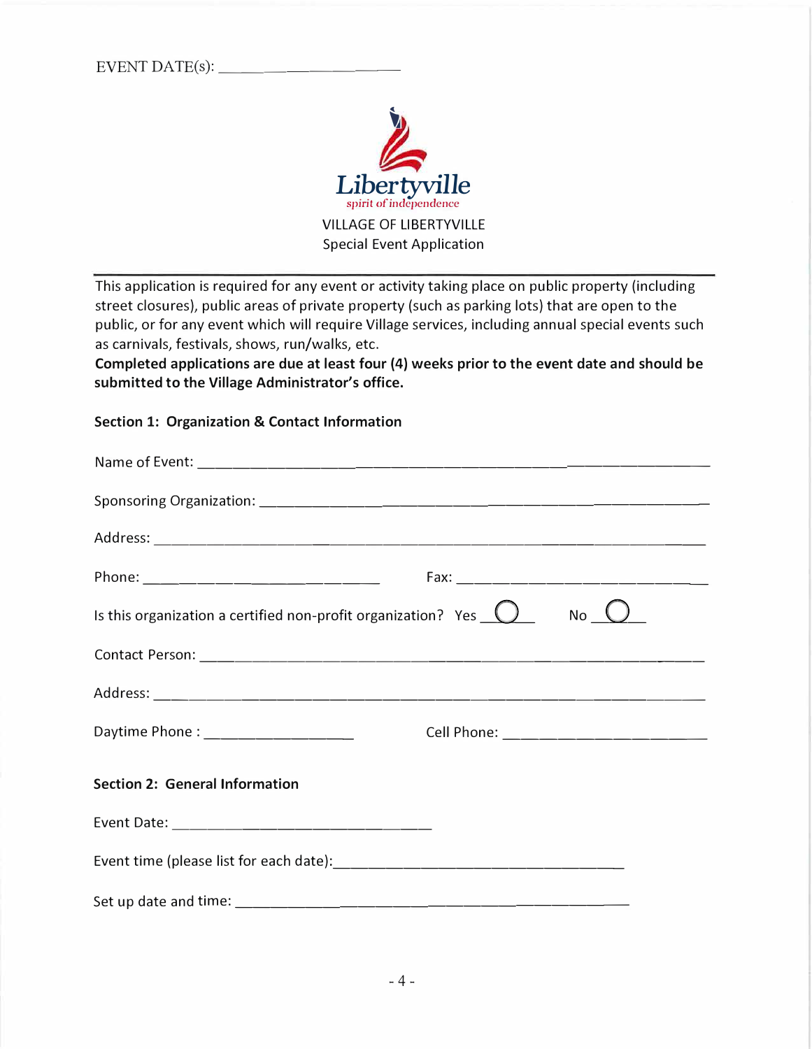EVENT DATE(s): ____________________

Libertyville
spirit of independence

VILLAGE OF LIBERTYVILLE
Special Event Application

---

This application is required for any event or activity taking place on public property (including street closures), public areas of private property (such as parking lots) that are open to the public, or for any event which will require Village services, including annual special events such as carnivals, festivals, shows, run/walks, etc.
**Completed applications are due at least four (4) weeks prior to the event date and should be submitted to the Village Administrator's office.**

**Section 1: Organization & Contact Information**

Name of Event: ____________________________________________

Sponsoring Organization: ____________________________________________

Address: ____________________________________________

Phone: ______________________ Fax: ______________________

Is this organization a certified non-profit organization? Yes ◯ No ◯

Contact Person: ____________________________________________

Address: ____________________________________________

Daytime Phone : ______________________ Cell Phone: ______________________

**Section 2: General Information**

Event Date: ______________________

Event time (please list for each date): ______________________

Set up date and time: ______________________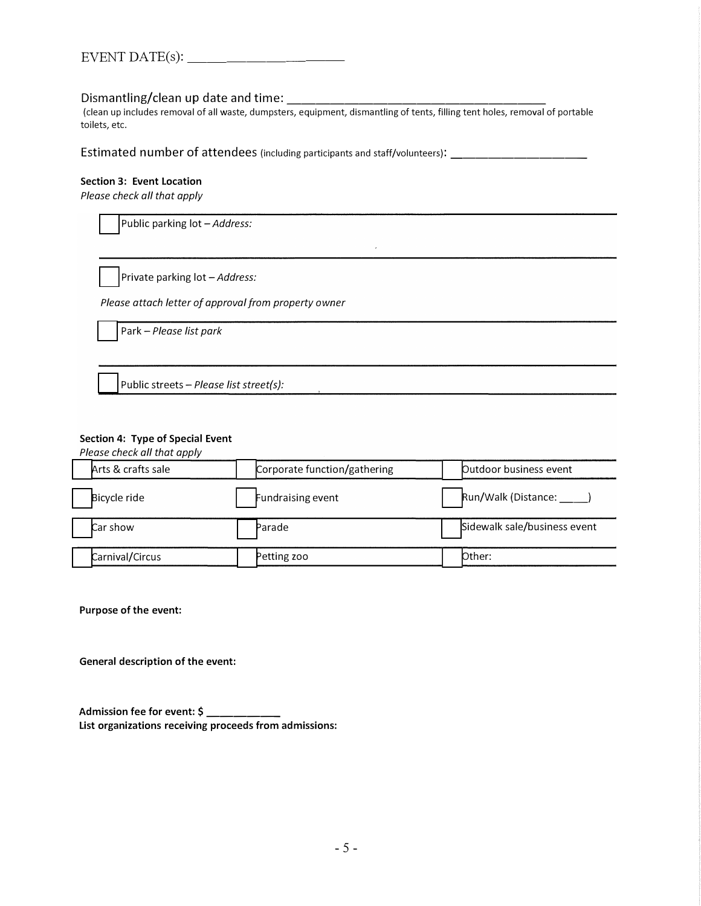EVENT DATE(s): ____________________

Dismantling/clean up date and time: ________________________________________
(clean up includes removal of all waste, dumpsters, equipment, dismantling of tents, filling tent holes, removal of portable toilets, etc.

Estimated number of attendees (including participants and staff/volunteers): ______________________

**Section 3: Event Location**
*Please check all that apply*

☐ Public parking lot – *Address:*

☐ Private parking lot – *Address:*

*Please attach letter of approval from property owner*

☐ Park – *Please list park*

☐ Public streets – *Please list street(s):*

**Section 4: Type of Special Event**
*Please check all that apply*

| | | |
|---|---|---|
| ☐ Arts & crafts sale | ☐ Corporate function/gathering | ☐ Outdoor business event |
| ☐ Bicycle ride | ☐ Fundraising event | ☐ Run/Walk (Distance: _____) |
| ☐ Car show | ☐ Parade | ☐ Sidewalk sale/business event |
| ☐ Carnival/Circus | ☐ Petting zoo | ☐ Other: |

**Purpose of the event:**

**General description of the event:**

**Admission fee for event: $ ____________**
**List organizations receiving proceeds from admissions:**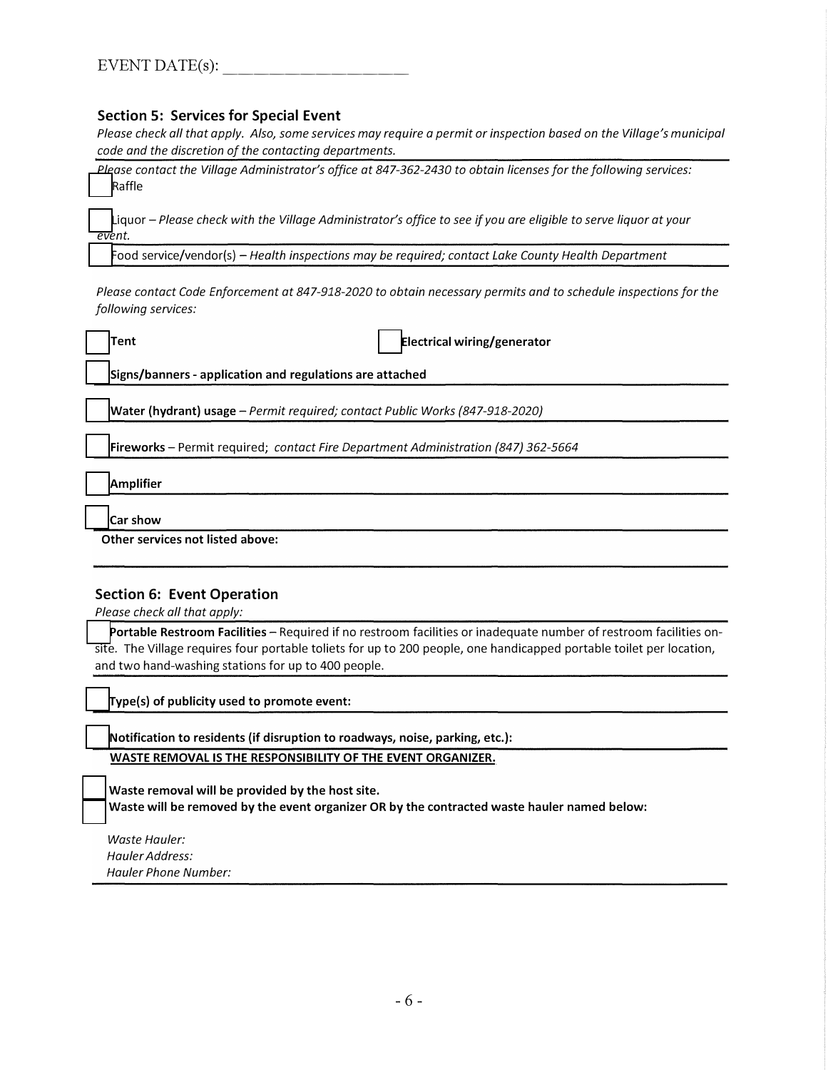EVENT DATE(s): ____________________

## Section 5: Services for Special Event

*Please check all that apply. Also, some services may require a permit or inspection based on the Village's municipal code and the discretion of the contacting departments.*

*Please contact the Village Administrator's office at 847-362-2430 to obtain licenses for the following services:*

- [ ] Raffle
- [ ] Liquor – *Please check with the Village Administrator's office to see if you are eligible to serve liquor at your event.*
- [ ] Food service/vendor(s) – *Health inspections may be required; contact Lake County Health Department*

*Please contact Code Enforcement at 847-918-2020 to obtain necessary permits and to schedule inspections for the following services:*

- [ ] **Tent**
- [ ] **Electrical wiring/generator**
- [ ] **Signs/banners - application and regulations are attached**
- [ ] **Water (hydrant) usage** – *Permit required; contact Public Works (847-918-2020)*
- [ ] **Fireworks** – Permit required; *contact Fire Department Administration (847) 362-5664*
- [ ] **Amplifier**
- [ ] **Car show**

**Other services not listed above:**

## Section 6: Event Operation

*Please check all that apply:*

- [ ] **Portable Restroom Facilities** – Required if no restroom facilities or inadequate number of restroom facilities on-site. The Village requires four portable toliets for up to 200 people, one handicapped portable toilet per location, and two hand-washing stations for up to 400 people.
- [ ] **Type(s) of publicity used to promote event:**
- [ ] **Notification to residents (if disruption to roadways, noise, parking, etc.):**

**WASTE REMOVAL IS THE RESPONSIBILITY OF THE EVENT ORGANIZER.**

- [ ] **Waste removal will be provided by the host site.**
- [ ] **Waste will be removed by the event organizer OR by the contracted waste hauler named below:**

*Waste Hauler:*
*Hauler Address:*
*Hauler Phone Number:*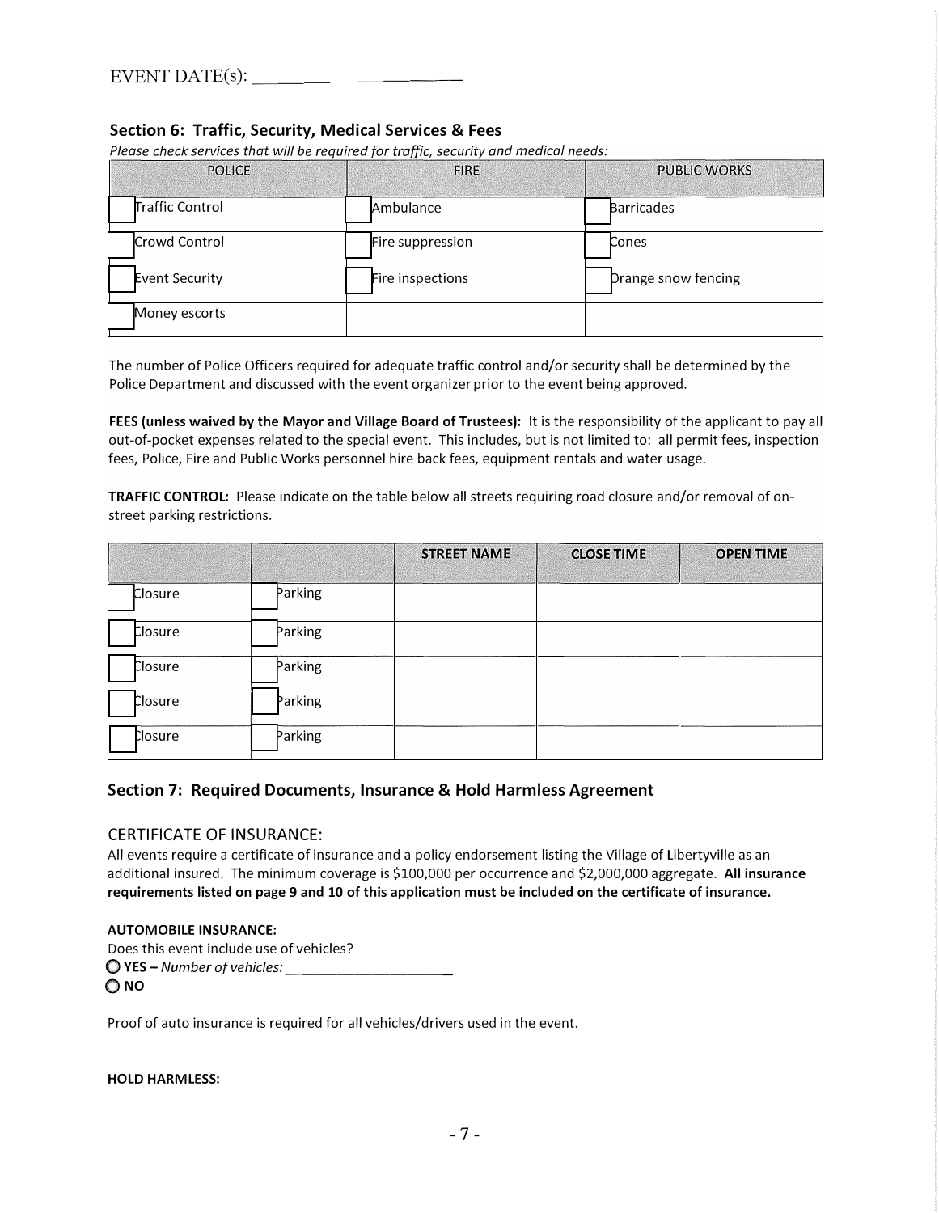EVENT DATE(s): ______________________

## Section 6: Traffic, Security, Medical Services & Fees

*Please check services that will be required for traffic, security and medical needs:*

| POLICE | FIRE | PUBLIC WORKS |
|---|---|---|
| ☐ Traffic Control | ☐ Ambulance | ☐ Barricades |
| ☐ Crowd Control | ☐ Fire suppression | ☐ Cones |
| ☐ Event Security | ☐ Fire inspections | ☐ Orange snow fencing |
| ☐ Money escorts | | |

The number of Police Officers required for adequate traffic control and/or security shall be determined by the Police Department and discussed with the event organizer prior to the event being approved.

**FEES (unless waived by the Mayor and Village Board of Trustees):** It is the responsibility of the applicant to pay all out-of-pocket expenses related to the special event. This includes, but is not limited to: all permit fees, inspection fees, Police, Fire and Public Works personnel hire back fees, equipment rentals and water usage.

**TRAFFIC CONTROL:** Please indicate on the table below all streets requiring road closure and/or removal of on-street parking restrictions.

| | | STREET NAME | CLOSE TIME | OPEN TIME |
|---|---|---|---|---|
| ☐ Closure | ☐ Parking | | | |
| ☐ Closure | ☐ Parking | | | |
| ☐ Closure | ☐ Parking | | | |
| ☐ Closure | ☐ Parking | | | |
| ☐ Closure | ☐ Parking | | | |

## Section 7: Required Documents, Insurance & Hold Harmless Agreement

### CERTIFICATE OF INSURANCE:

All events require a certificate of insurance and a policy endorsement listing the Village of Libertyville as an additional insured. The minimum coverage is $100,000 per occurrence and $2,000,000 aggregate. **All insurance requirements listed on page 9 and 10 of this application must be included on the certificate of insurance.**

**AUTOMOBILE INSURANCE:**

Does this event include use of vehicles?

○ **YES** – *Number of vehicles:* ______________________

○ **NO**

Proof of auto insurance is required for all vehicles/drivers used in the event.

**HOLD HARMLESS:**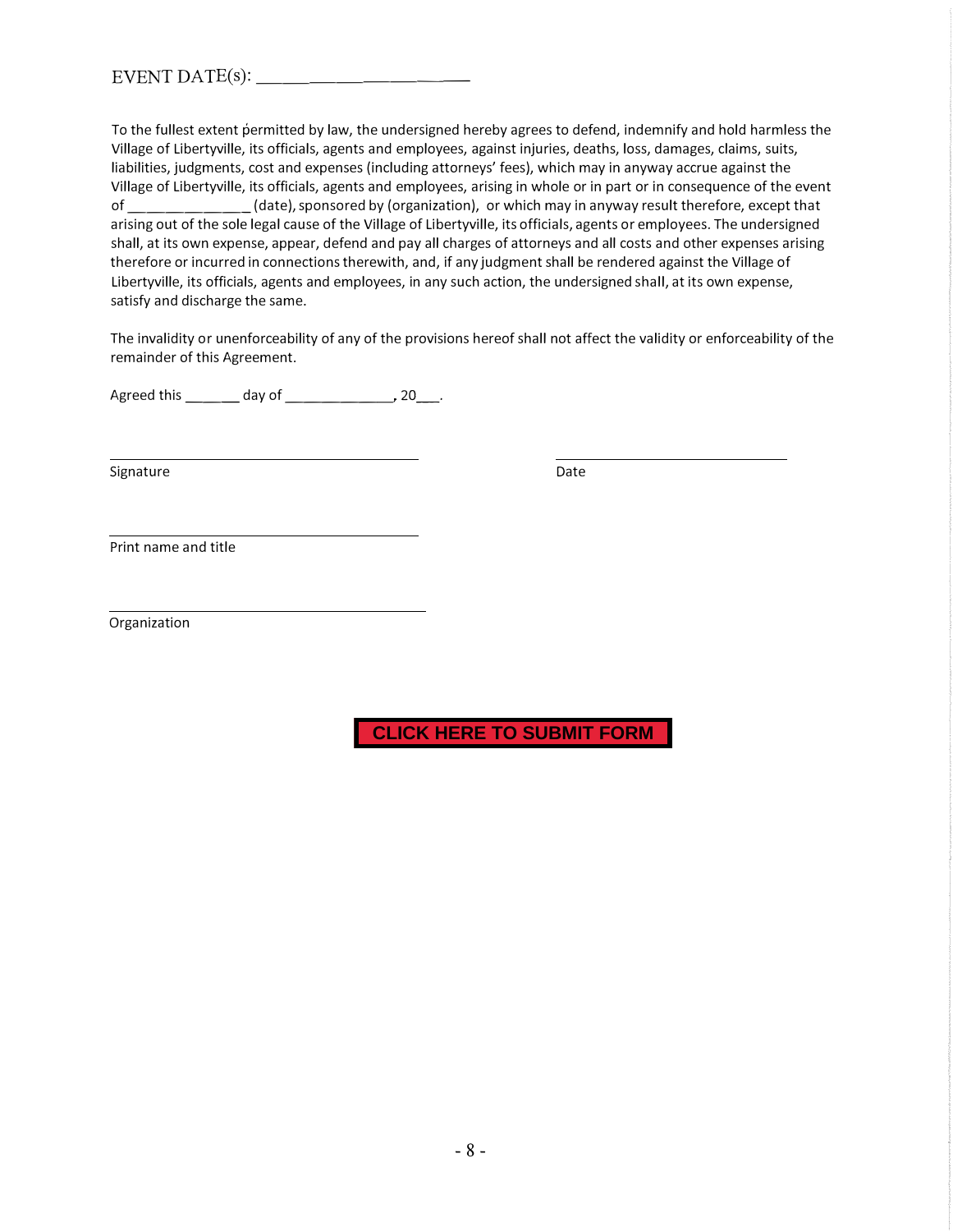EVENT DATE(s): ____________________

To the fullest extent permitted by law, the undersigned hereby agrees to defend, indemnify and hold harmless the Village of Libertyville, its officials, agents and employees, against injuries, deaths, loss, damages, claims, suits, liabilities, judgments, cost and expenses (including attorneys' fees), which may in anyway accrue against the Village of Libertyville, its officials, agents and employees, arising in whole or in part or in consequence of the event of ______________ (date), sponsored by (organization), or which may in anyway result therefore, except that arising out of the sole legal cause of the Village of Libertyville, its officials, agents or employees. The undersigned shall, at its own expense, appear, defend and pay all charges of attorneys and all costs and other expenses arising therefore or incurred in connections therewith, and, if any judgment shall be rendered against the Village of Libertyville, its officials, agents and employees, in any such action, the undersigned shall, at its own expense, satisfy and discharge the same.

The invalidity or unenforceability of any of the provisions hereof shall not affect the validity or enforceability of the remainder of this Agreement.

Agreed this ______ day of _____________, 20___.

_________________________________ Signature

_________________________________ Date

_________________________________ Print name and title

_________________________________ Organization

**CLICK HERE TO SUBMIT FORM**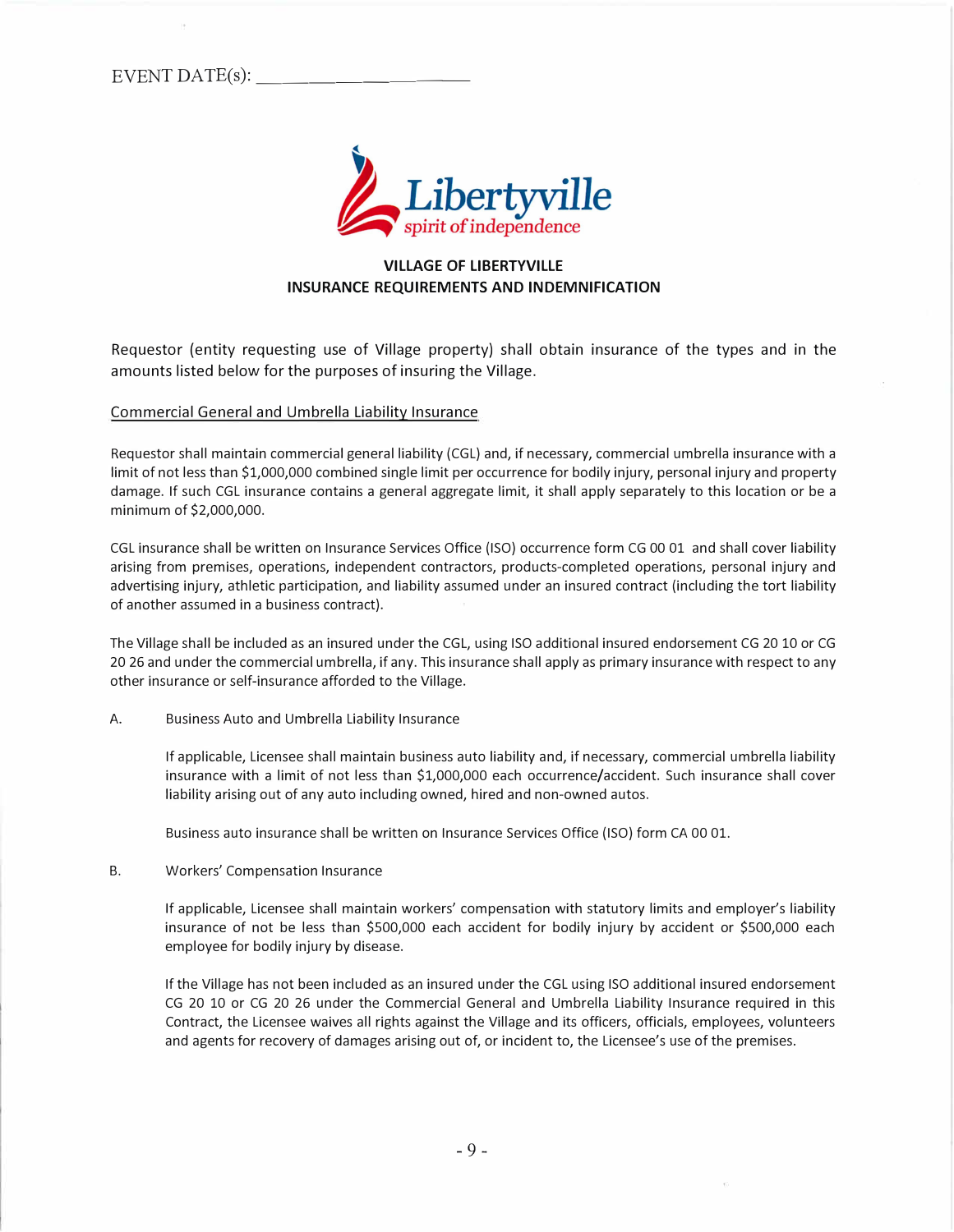EVENT DATE(s): ____________________

Libertyville
spirit of independence

## VILLAGE OF LIBERTYVILLE
## INSURANCE REQUIREMENTS AND INDEMNIFICATION

Requestor (entity requesting use of Village property) shall obtain insurance of the types and in the amounts listed below for the purposes of insuring the Village.

<u>Commercial General and Umbrella Liability Insurance</u>

Requestor shall maintain commercial general liability (CGL) and, if necessary, commercial umbrella insurance with a limit of not less than $1,000,000 combined single limit per occurrence for bodily injury, personal injury and property damage. If such CGL insurance contains a general aggregate limit, it shall apply separately to this location or be a minimum of $2,000,000.

CGL insurance shall be written on Insurance Services Office (ISO) occurrence form CG 00 01 and shall cover liability arising from premises, operations, independent contractors, products-completed operations, personal injury and advertising injury, athletic participation, and liability assumed under an insured contract (including the tort liability of another assumed in a business contract).

The Village shall be included as an insured under the CGL, using ISO additional insured endorsement CG 20 10 or CG 20 26 and under the commercial umbrella, if any. This insurance shall apply as primary insurance with respect to any other insurance or self-insurance afforded to the Village.

A. Business Auto and Umbrella Liability Insurance

If applicable, Licensee shall maintain business auto liability and, if necessary, commercial umbrella liability insurance with a limit of not less than $1,000,000 each occurrence/accident. Such insurance shall cover liability arising out of any auto including owned, hired and non-owned autos.

Business auto insurance shall be written on Insurance Services Office (ISO) form CA 00 01.

B. Workers' Compensation Insurance

If applicable, Licensee shall maintain workers' compensation with statutory limits and employer's liability insurance of not be less than $500,000 each accident for bodily injury by accident or $500,000 each employee for bodily injury by disease.

If the Village has not been included as an insured under the CGL using ISO additional insured endorsement CG 20 10 or CG 20 26 under the Commercial General and Umbrella Liability Insurance required in this Contract, the Licensee waives all rights against the Village and its officers, officials, employees, volunteers and agents for recovery of damages arising out of, or incident to, the Licensee's use of the premises.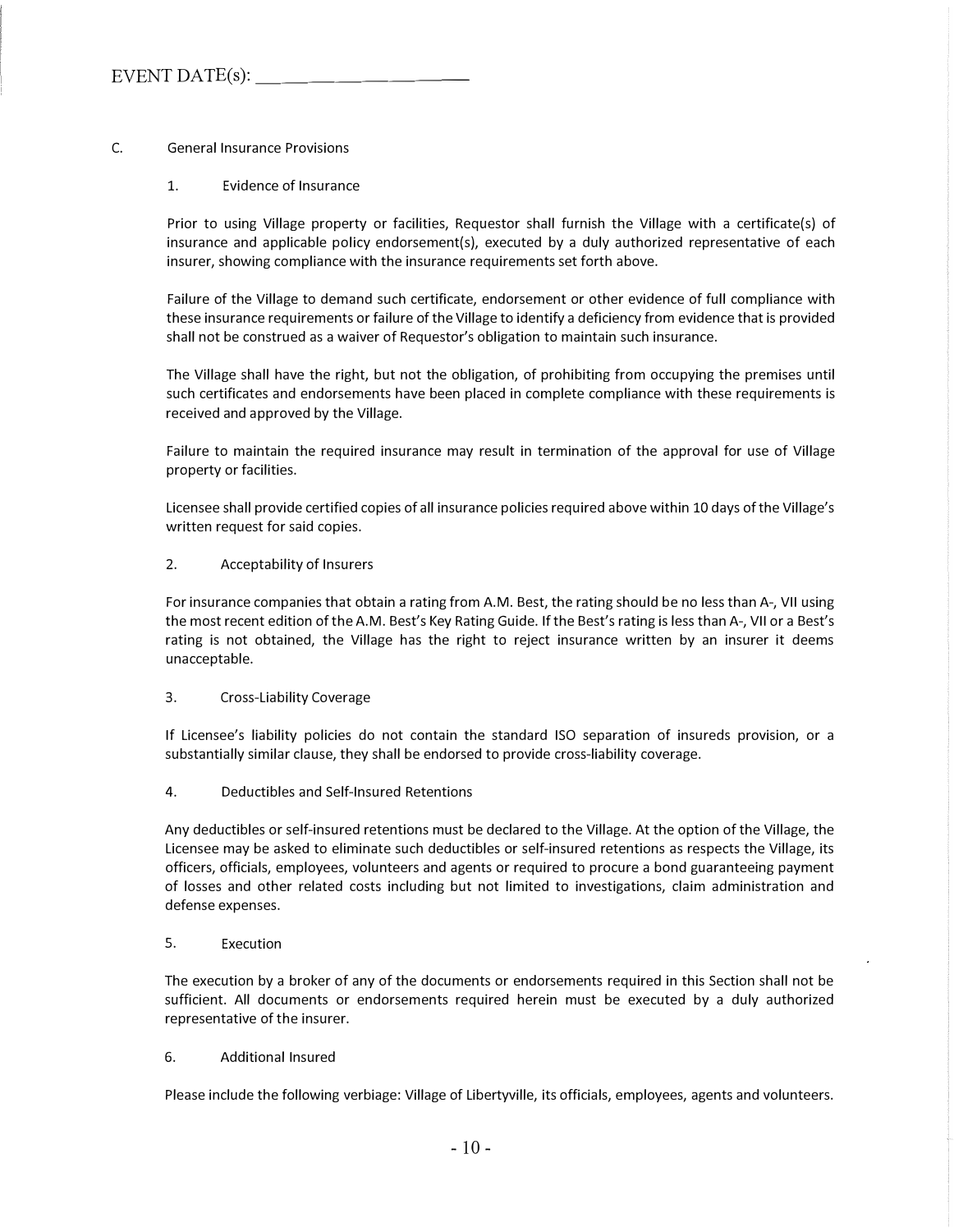EVENT DATE(s): ____________________

C. General Insurance Provisions

1. Evidence of Insurance

Prior to using Village property or facilities, Requestor shall furnish the Village with a certificate(s) of insurance and applicable policy endorsement(s), executed by a duly authorized representative of each insurer, showing compliance with the insurance requirements set forth above.

Failure of the Village to demand such certificate, endorsement or other evidence of full compliance with these insurance requirements or failure of the Village to identify a deficiency from evidence that is provided shall not be construed as a waiver of Requestor's obligation to maintain such insurance.

The Village shall have the right, but not the obligation, of prohibiting from occupying the premises until such certificates and endorsements have been placed in complete compliance with these requirements is received and approved by the Village.

Failure to maintain the required insurance may result in termination of the approval for use of Village property or facilities.

Licensee shall provide certified copies of all insurance policies required above within 10 days of the Village's written request for said copies.

2. Acceptability of Insurers

For insurance companies that obtain a rating from A.M. Best, the rating should be no less than A-, VII using the most recent edition of the A.M. Best's Key Rating Guide. If the Best's rating is less than A-, VII or a Best's rating is not obtained, the Village has the right to reject insurance written by an insurer it deems unacceptable.

3. Cross-Liability Coverage

If Licensee's liability policies do not contain the standard ISO separation of insureds provision, or a substantially similar clause, they shall be endorsed to provide cross-liability coverage.

4. Deductibles and Self-Insured Retentions

Any deductibles or self-insured retentions must be declared to the Village. At the option of the Village, the Licensee may be asked to eliminate such deductibles or self-insured retentions as respects the Village, its officers, officials, employees, volunteers and agents or required to procure a bond guaranteeing payment of losses and other related costs including but not limited to investigations, claim administration and defense expenses.

5. Execution

The execution by a broker of any of the documents or endorsements required in this Section shall not be sufficient. All documents or endorsements required herein must be executed by a duly authorized representative of the insurer.

6. Additional Insured

Please include the following verbiage: Village of Libertyville, its officials, employees, agents and volunteers.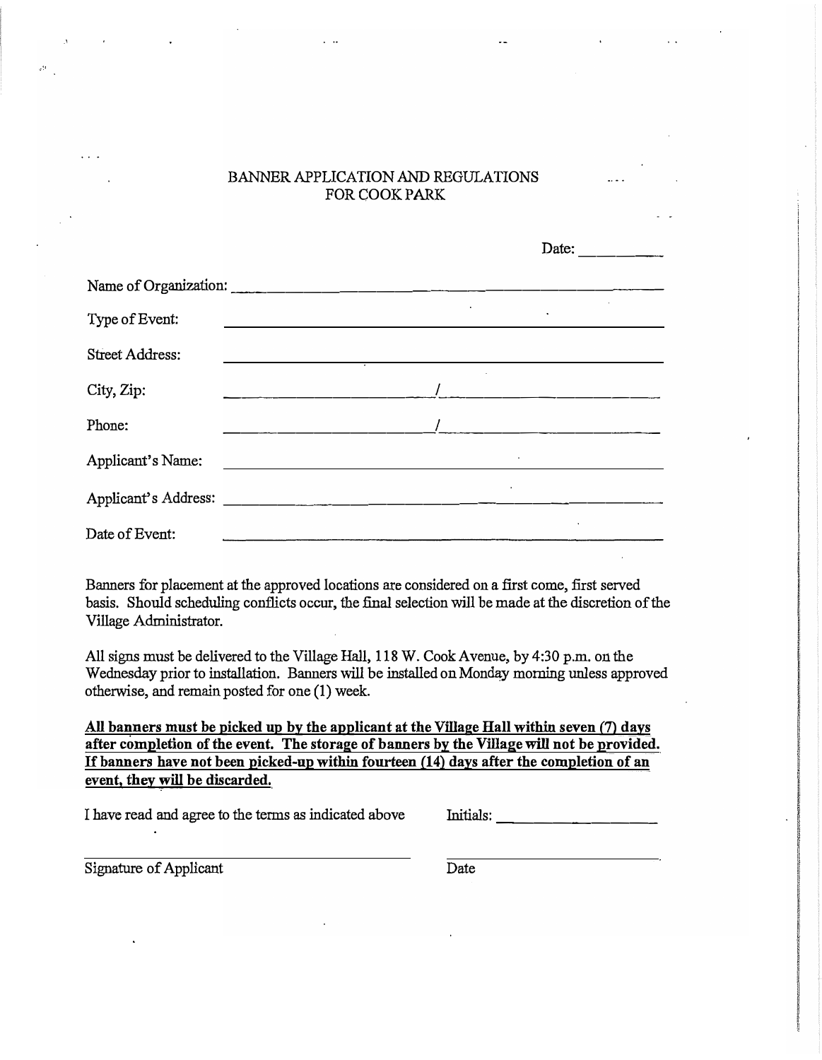# BANNER APPLICATION AND REGULATIONS FOR COOK PARK

Date: __________

Name of Organization: ______________________________________________

Type of Event: ______________________________________________

Street Address: ______________________________________________

City, Zip: ______________________ / ______________________

Phone: ______________________ / ______________________

Applicant's Name: ______________________________________________

Applicant's Address: ______________________________________________

Date of Event: ______________________________________________

Banners for placement at the approved locations are considered on a first come, first served basis. Should scheduling conflicts occur, the final selection will be made at the discretion of the Village Administrator.

All signs must be delivered to the Village Hall, 118 W. Cook Avenue, by 4:30 p.m. on the Wednesday prior to installation. Banners will be installed on Monday morning unless approved otherwise, and remain posted for one (1) week.

**All banners must be picked up by the applicant at the Village Hall within seven (7) days after completion of the event. The storage of banners by the Village will not be provided. If banners have not been picked-up within fourteen (14) days after the completion of an event, they will be discarded.**

I have read and agree to the terms as indicated above Initials: __________________

______________________________ ______________________

Signature of Applicant Date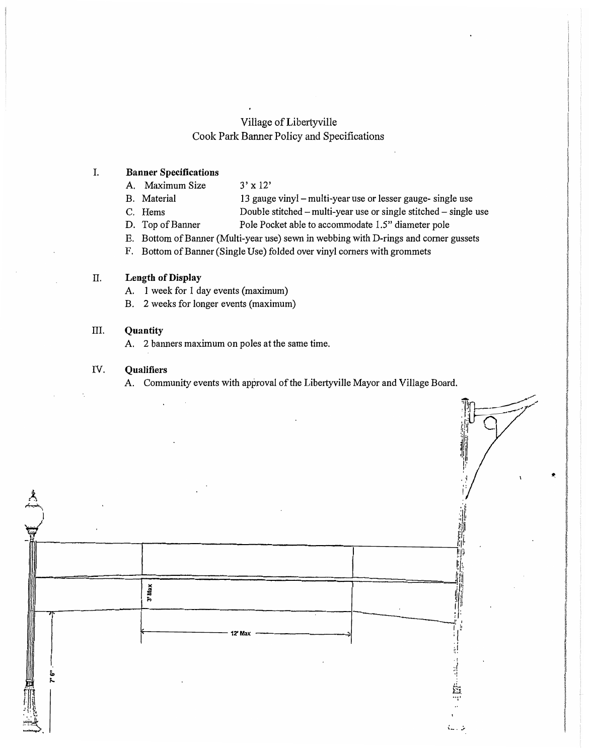# Village of Libertyville
## Cook Park Banner Policy and Specifications

I. **Banner Specifications**

- A. Maximum Size 3' x 12'
- B. Material 13 gauge vinyl – multi-year use or lesser gauge- single use
- C. Hems Double stitched – multi-year use or single stitched – single use
- D. Top of Banner Pole Pocket able to accommodate 1.5" diameter pole
- E. Bottom of Banner (Multi-year use) sewn in webbing with D-rings and corner gussets
- F. Bottom of Banner (Single Use) folded over vinyl corners with grommets

II. **Length of Display**

- A. 1 week for 1 day events (maximum)
- B. 2 weeks for longer events (maximum)

III. **Quantity**

- A. 2 banners maximum on poles at the same time.

IV. **Qualifiers**

- A. Community events with approval of the Libertyville Mayor and Village Board.

3' Max

12' Max

7' 6"